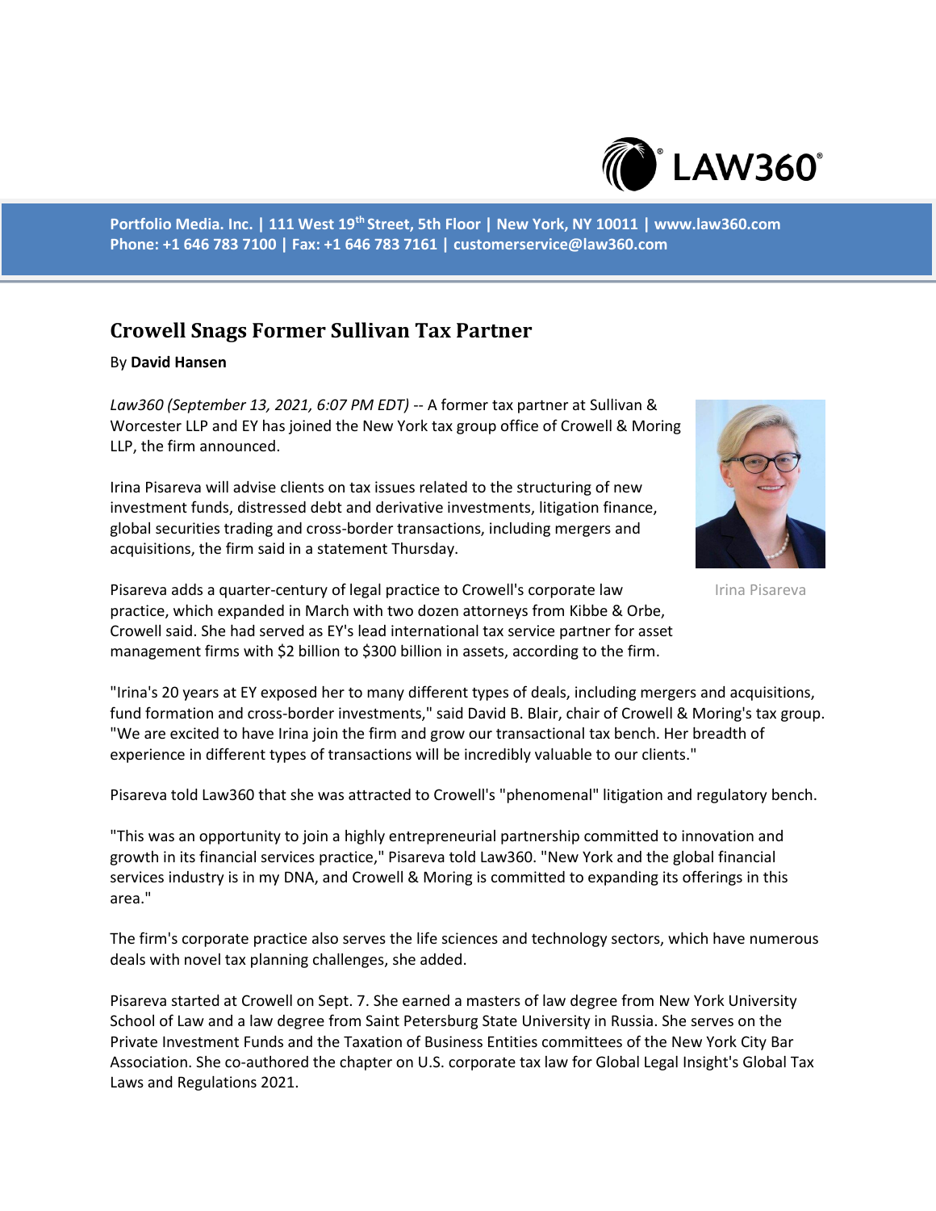Portfolio Media. Inc. | 111 West 19th Street, 5th Floor | New York, NY 10011 | www.law360.com
Phone: +1 646 783 7100 | Fax: +1 646 783 7161 | customerservice@law360.com

# Crowell Snags Former Sullivan Tax Partner

By **David Hansen**

*Law360 (September 13, 2021, 6:07 PM EDT)* -- A former tax partner at Sullivan & Worcester LLP and EY has joined the New York tax group office of Crowell & Moring LLP, the firm announced.

Irina Pisareva will advise clients on tax issues related to the structuring of new investment funds, distressed debt and derivative investments, litigation finance, global securities trading and cross-border transactions, including mergers and acquisitions, the firm said in a statement Thursday.

Irina Pisareva

Pisareva adds a quarter-century of legal practice to Crowell's corporate law practice, which expanded in March with two dozen attorneys from Kibbe & Orbe, Crowell said. She had served as EY's lead international tax service partner for asset management firms with $2 billion to $300 billion in assets, according to the firm.

"Irina's 20 years at EY exposed her to many different types of deals, including mergers and acquisitions, fund formation and cross-border investments," said David B. Blair, chair of Crowell & Moring's tax group. "We are excited to have Irina join the firm and grow our transactional tax bench. Her breadth of experience in different types of transactions will be incredibly valuable to our clients."

Pisareva told Law360 that she was attracted to Crowell's "phenomenal" litigation and regulatory bench.

"This was an opportunity to join a highly entrepreneurial partnership committed to innovation and growth in its financial services practice," Pisareva told Law360. "New York and the global financial services industry is in my DNA, and Crowell & Moring is committed to expanding its offerings in this area."

The firm's corporate practice also serves the life sciences and technology sectors, which have numerous deals with novel tax planning challenges, she added.

Pisareva started at Crowell on Sept. 7. She earned a masters of law degree from New York University School of Law and a law degree from Saint Petersburg State University in Russia. She serves on the Private Investment Funds and the Taxation of Business Entities committees of the New York City Bar Association. She co-authored the chapter on U.S. corporate tax law for Global Legal Insight's Global Tax Laws and Regulations 2021.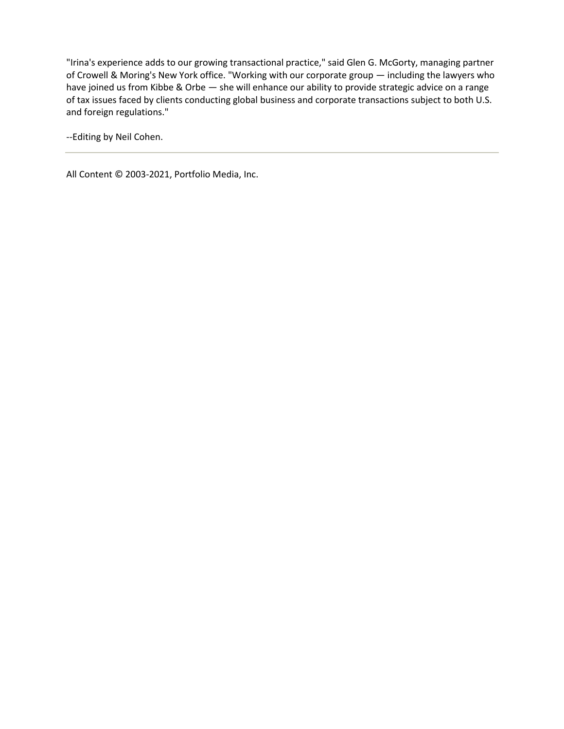"Irina's experience adds to our growing transactional practice," said Glen G. McGorty, managing partner of Crowell & Moring's New York office. "Working with our corporate group — including the lawyers who have joined us from Kibbe & Orbe — she will enhance our ability to provide strategic advice on a range of tax issues faced by clients conducting global business and corporate transactions subject to both U.S. and foreign regulations."

--Editing by Neil Cohen.

---

All Content © 2003-2021, Portfolio Media, Inc.